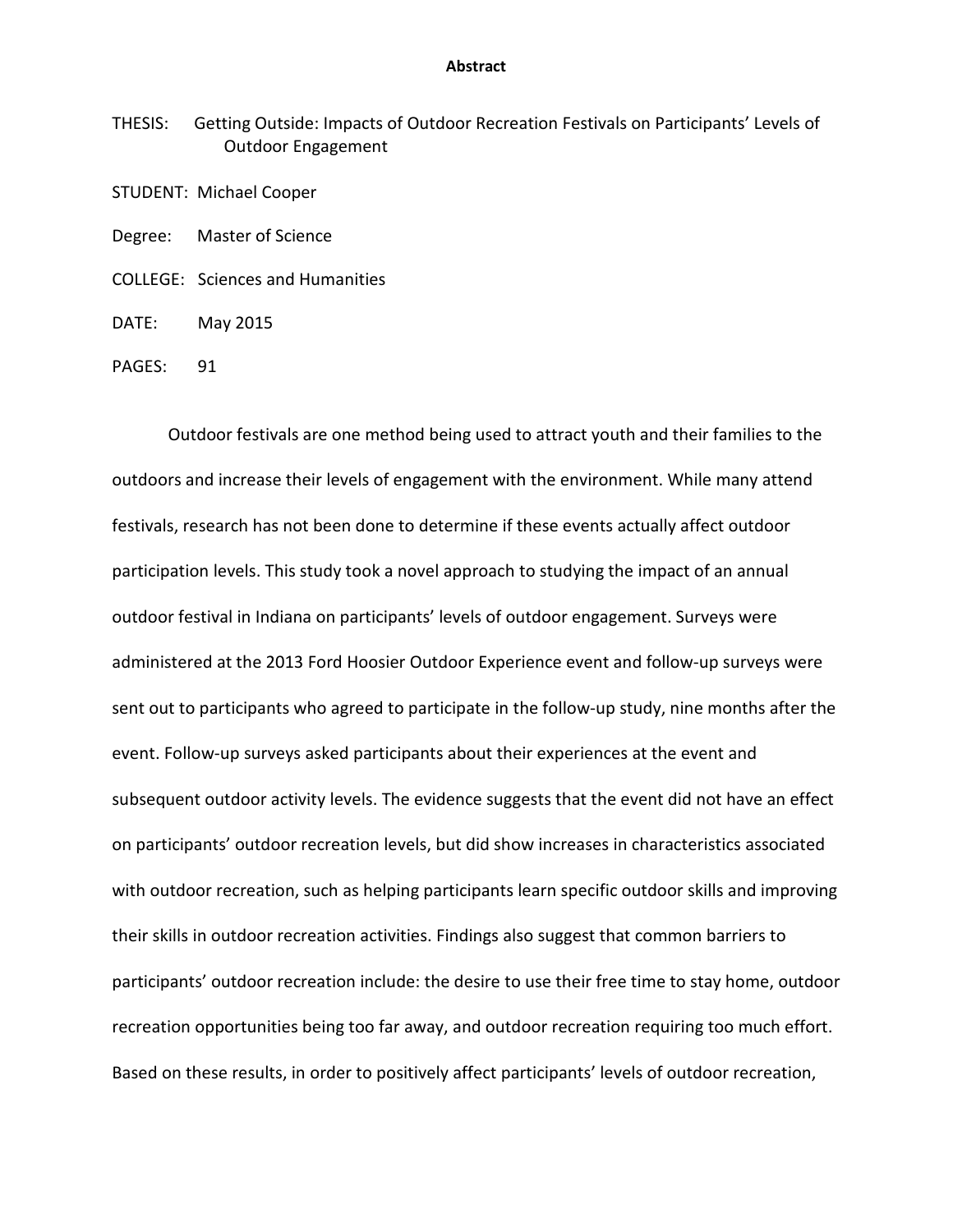**Abstract**

THESIS: Getting Outside: Impacts of Outdoor Recreation Festivals on Participants' Levels of Outdoor Engagement

STUDENT: Michael Cooper

Degree: Master of Science

COLLEGE: Sciences and Humanities

DATE: May 2015

PAGES: 91

Outdoor festivals are one method being used to attract youth and their families to the outdoors and increase their levels of engagement with the environment. While many attend festivals, research has not been done to determine if these events actually affect outdoor participation levels. This study took a novel approach to studying the impact of an annual outdoor festival in Indiana on participants' levels of outdoor engagement. Surveys were administered at the 2013 Ford Hoosier Outdoor Experience event and follow-up surveys were sent out to participants who agreed to participate in the follow-up study, nine months after the event. Follow-up surveys asked participants about their experiences at the event and subsequent outdoor activity levels. The evidence suggests that the event did not have an effect on participants' outdoor recreation levels, but did show increases in characteristics associated with outdoor recreation, such as helping participants learn specific outdoor skills and improving their skills in outdoor recreation activities. Findings also suggest that common barriers to participants' outdoor recreation include: the desire to use their free time to stay home, outdoor recreation opportunities being too far away, and outdoor recreation requiring too much effort. Based on these results, in order to positively affect participants' levels of outdoor recreation,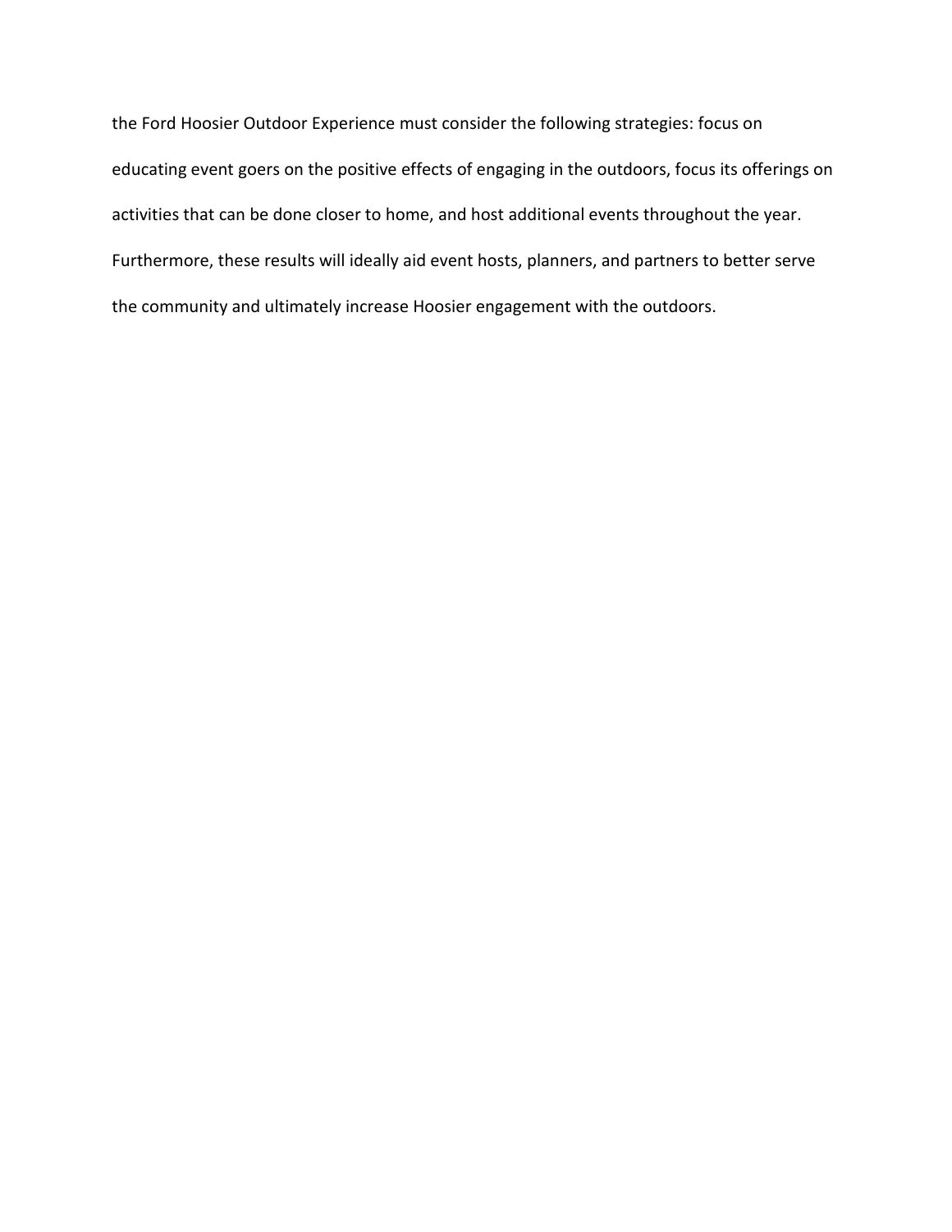the Ford Hoosier Outdoor Experience must consider the following strategies: focus on educating event goers on the positive effects of engaging in the outdoors, focus its offerings on activities that can be done closer to home, and host additional events throughout the year. Furthermore, these results will ideally aid event hosts, planners, and partners to better serve the community and ultimately increase Hoosier engagement with the outdoors.